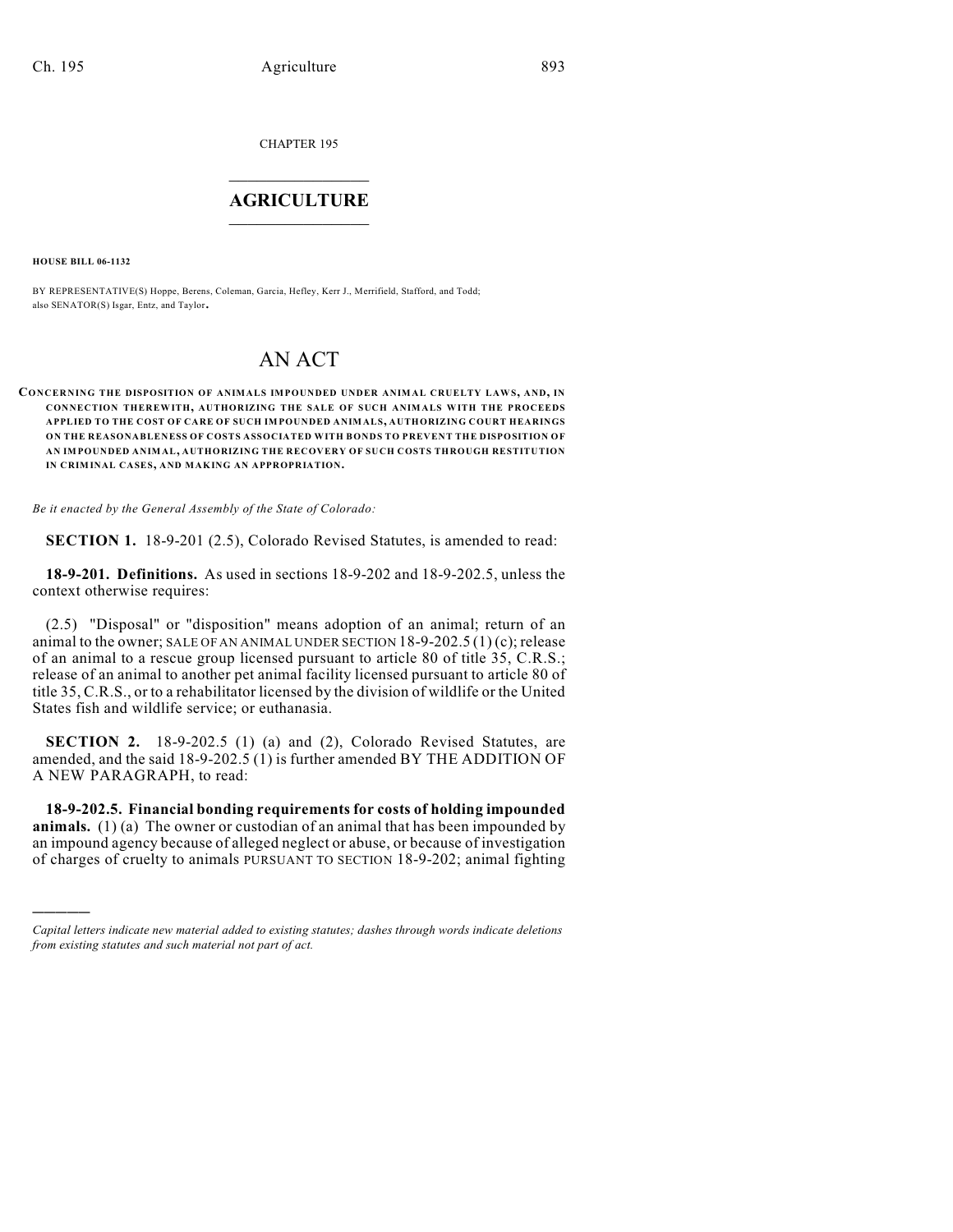CHAPTER 195

# AGRICULTURE

**HOUSE BILL 06-1132**

BY REPRESENTATIVE(S) Hoppe, Berens, Coleman, Garcia, Hefley, Kerr J., Merrifield, Stafford, and Todd; also SENATOR(S) Isgar, Entz, and Taylor.

# AN ACT

**CONCERNING THE DISPOSITION OF ANIMALS IMPOUNDED UNDER ANIMAL CRUELTY LAWS, AND, IN CONNECTION THEREWITH, AUTHORIZING THE SALE OF SUCH ANIMALS WITH THE PROCEEDS APPLIED TO THE COST OF CARE OF SUCH IMPOUNDED ANIMALS, AUTHORIZING COURT HEARINGS ON THE REASONABLENESS OF COSTS ASSOCIATED WITH BONDS TO PREVENT THE DISPOSITION OF AN IMPOUNDED ANIMAL, AUTHORIZING THE RECOVERY OF SUCH COSTS THROUGH RESTITUTION IN CRIMINAL CASES, AND MAKING AN APPROPRIATION.**

*Be it enacted by the General Assembly of the State of Colorado:*

**SECTION 1.** 18-9-201 (2.5), Colorado Revised Statutes, is amended to read:

**18-9-201. Definitions.** As used in sections 18-9-202 and 18-9-202.5, unless the context otherwise requires:

(2.5) "Disposal" or "disposition" means adoption of an animal; return of an animal to the owner; SALE OF AN ANIMAL UNDER SECTION 18-9-202.5 (1) (c); release of an animal to a rescue group licensed pursuant to article 80 of title 35, C.R.S.; release of an animal to another pet animal facility licensed pursuant to article 80 of title 35, C.R.S., or to a rehabilitator licensed by the division of wildlife or the United States fish and wildlife service; or euthanasia.

**SECTION 2.** 18-9-202.5 (1) (a) and (2), Colorado Revised Statutes, are amended, and the said 18-9-202.5 (1) is further amended BY THE ADDITION OF A NEW PARAGRAPH, to read:

**18-9-202.5. Financial bonding requirements for costs of holding impounded animals.** (1) (a) The owner or custodian of an animal that has been impounded by an impound agency because of alleged neglect or abuse, or because of investigation of charges of cruelty to animals PURSUANT TO SECTION 18-9-202; animal fighting

---

*Capital letters indicate new material added to existing statutes; dashes through words indicate deletions from existing statutes and such material not part of act.*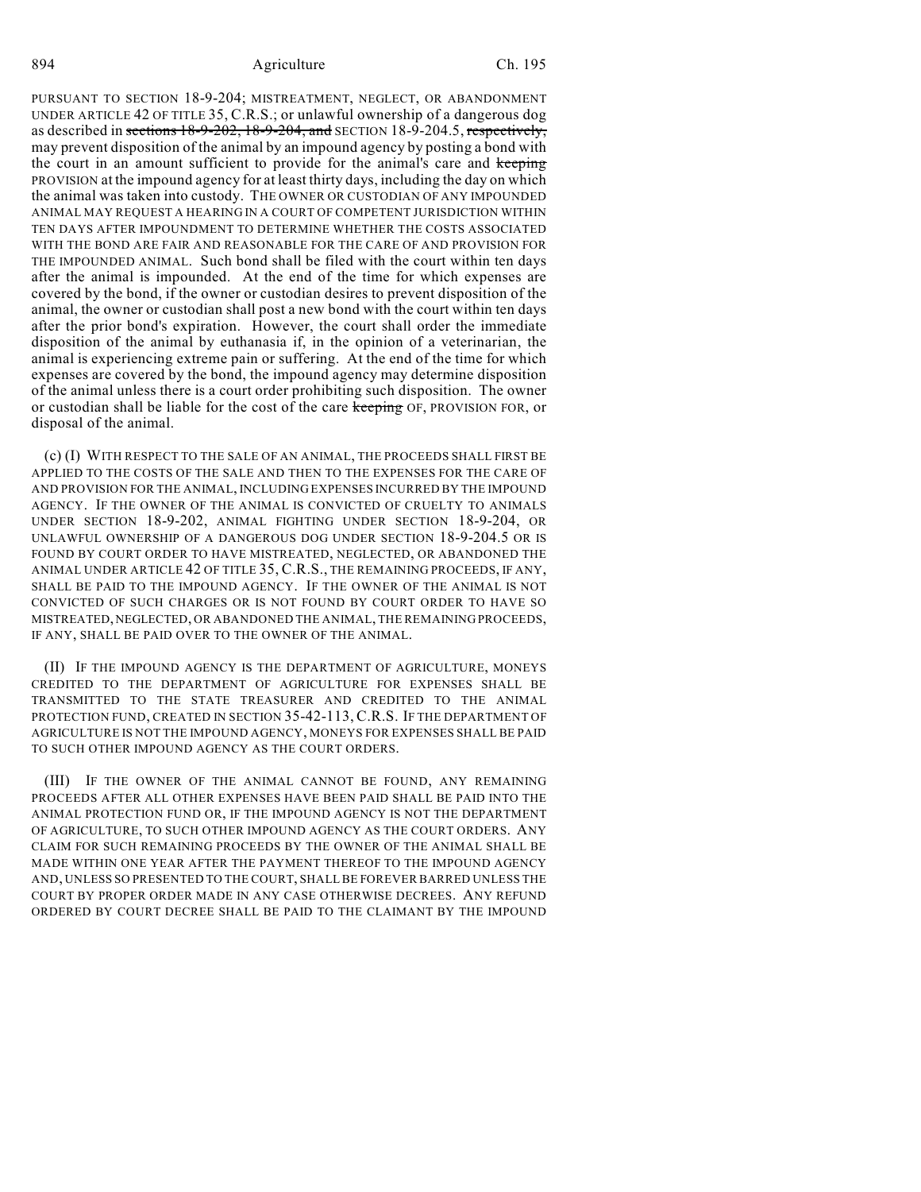PURSUANT TO SECTION 18-9-204; MISTREATMENT, NEGLECT, OR ABANDONMENT UNDER ARTICLE 42 OF TITLE 35, C.R.S.; or unlawful ownership of a dangerous dog as described in ~~sections 18-9-202, 18-9-204, and~~ SECTION 18-9-204.5, ~~respectively,~~ may prevent disposition of the animal by an impound agency by posting a bond with the court in an amount sufficient to provide for the animal's care and ~~keeping~~ PROVISION at the impound agency for at least thirty days, including the day on which the animal was taken into custody. THE OWNER OR CUSTODIAN OF ANY IMPOUNDED ANIMAL MAY REQUEST A HEARING IN A COURT OF COMPETENT JURISDICTION WITHIN TEN DAYS AFTER IMPOUNDMENT TO DETERMINE WHETHER THE COSTS ASSOCIATED WITH THE BOND ARE FAIR AND REASONABLE FOR THE CARE OF AND PROVISION FOR THE IMPOUNDED ANIMAL. Such bond shall be filed with the court within ten days after the animal is impounded. At the end of the time for which expenses are covered by the bond, if the owner or custodian desires to prevent disposition of the animal, the owner or custodian shall post a new bond with the court within ten days after the prior bond's expiration. However, the court shall order the immediate disposition of the animal by euthanasia if, in the opinion of a veterinarian, the animal is experiencing extreme pain or suffering. At the end of the time for which expenses are covered by the bond, the impound agency may determine disposition of the animal unless there is a court order prohibiting such disposition. The owner or custodian shall be liable for the cost of the care ~~keeping~~ OF, PROVISION FOR, or disposal of the animal.

(c) (I) WITH RESPECT TO THE SALE OF AN ANIMAL, THE PROCEEDS SHALL FIRST BE APPLIED TO THE COSTS OF THE SALE AND THEN TO THE EXPENSES FOR THE CARE OF AND PROVISION FOR THE ANIMAL, INCLUDING EXPENSES INCURRED BY THE IMPOUND AGENCY. IF THE OWNER OF THE ANIMAL IS CONVICTED OF CRUELTY TO ANIMALS UNDER SECTION 18-9-202, ANIMAL FIGHTING UNDER SECTION 18-9-204, OR UNLAWFUL OWNERSHIP OF A DANGEROUS DOG UNDER SECTION 18-9-204.5 OR IS FOUND BY COURT ORDER TO HAVE MISTREATED, NEGLECTED, OR ABANDONED THE ANIMAL UNDER ARTICLE 42 OF TITLE 35, C.R.S., THE REMAINING PROCEEDS, IF ANY, SHALL BE PAID TO THE IMPOUND AGENCY. IF THE OWNER OF THE ANIMAL IS NOT CONVICTED OF SUCH CHARGES OR IS NOT FOUND BY COURT ORDER TO HAVE SO MISTREATED, NEGLECTED, OR ABANDONED THE ANIMAL, THE REMAINING PROCEEDS, IF ANY, SHALL BE PAID OVER TO THE OWNER OF THE ANIMAL.

(II) IF THE IMPOUND AGENCY IS THE DEPARTMENT OF AGRICULTURE, MONEYS CREDITED TO THE DEPARTMENT OF AGRICULTURE FOR EXPENSES SHALL BE TRANSMITTED TO THE STATE TREASURER AND CREDITED TO THE ANIMAL PROTECTION FUND, CREATED IN SECTION 35-42-113, C.R.S. IF THE DEPARTMENT OF AGRICULTURE IS NOT THE IMPOUND AGENCY, MONEYS FOR EXPENSES SHALL BE PAID TO SUCH OTHER IMPOUND AGENCY AS THE COURT ORDERS.

(III) IF THE OWNER OF THE ANIMAL CANNOT BE FOUND, ANY REMAINING PROCEEDS AFTER ALL OTHER EXPENSES HAVE BEEN PAID SHALL BE PAID INTO THE ANIMAL PROTECTION FUND OR, IF THE IMPOUND AGENCY IS NOT THE DEPARTMENT OF AGRICULTURE, TO SUCH OTHER IMPOUND AGENCY AS THE COURT ORDERS. ANY CLAIM FOR SUCH REMAINING PROCEEDS BY THE OWNER OF THE ANIMAL SHALL BE MADE WITHIN ONE YEAR AFTER THE PAYMENT THEREOF TO THE IMPOUND AGENCY AND, UNLESS SO PRESENTED TO THE COURT, SHALL BE FOREVER BARRED UNLESS THE COURT BY PROPER ORDER MADE IN ANY CASE OTHERWISE DECREES. ANY REFUND ORDERED BY COURT DECREE SHALL BE PAID TO THE CLAIMANT BY THE IMPOUND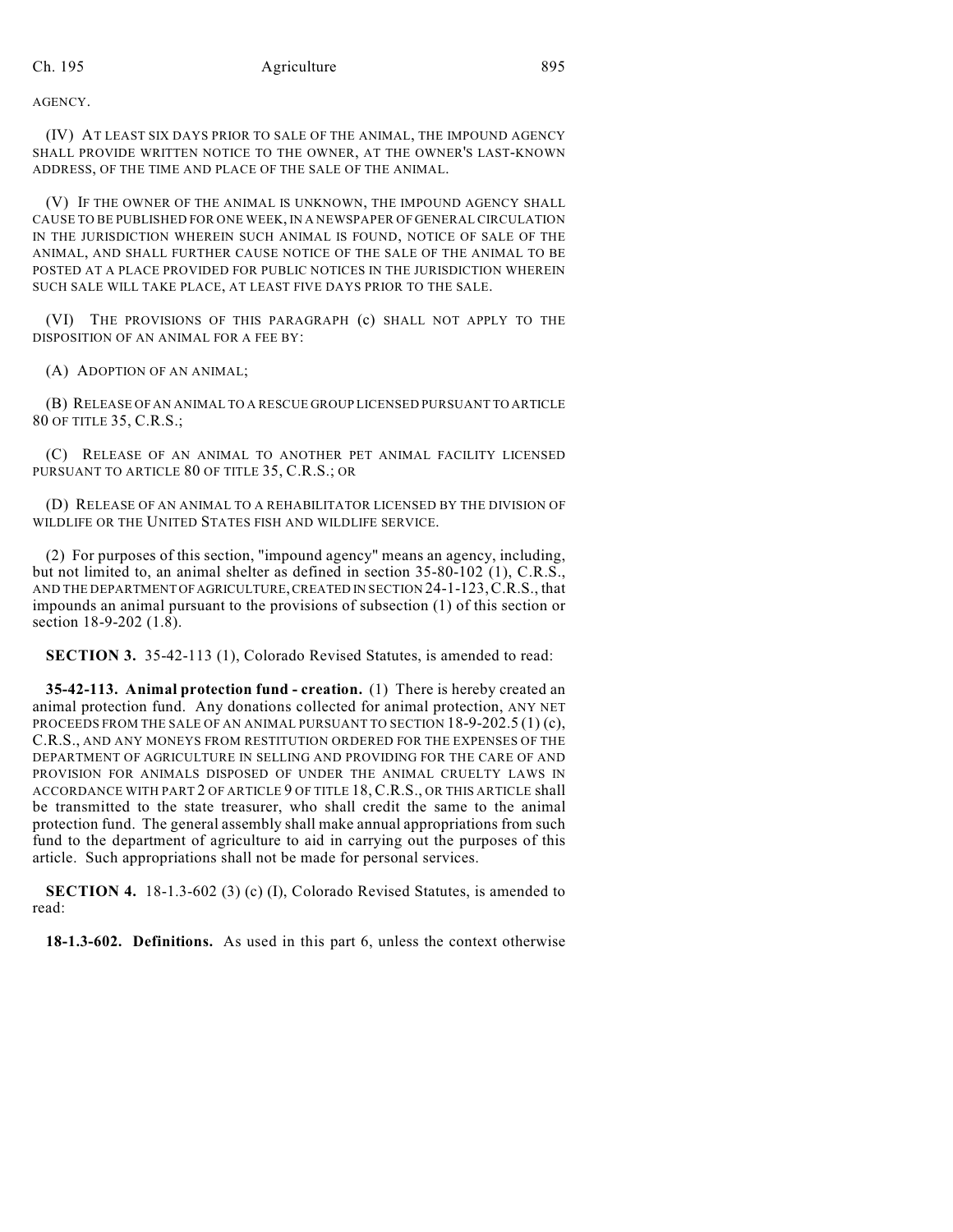AGENCY.

(IV) AT LEAST SIX DAYS PRIOR TO SALE OF THE ANIMAL, THE IMPOUND AGENCY SHALL PROVIDE WRITTEN NOTICE TO THE OWNER, AT THE OWNER'S LAST-KNOWN ADDRESS, OF THE TIME AND PLACE OF THE SALE OF THE ANIMAL.

(V) IF THE OWNER OF THE ANIMAL IS UNKNOWN, THE IMPOUND AGENCY SHALL CAUSE TO BE PUBLISHED FOR ONE WEEK, IN A NEWSPAPER OF GENERAL CIRCULATION IN THE JURISDICTION WHEREIN SUCH ANIMAL IS FOUND, NOTICE OF SALE OF THE ANIMAL, AND SHALL FURTHER CAUSE NOTICE OF THE SALE OF THE ANIMAL TO BE POSTED AT A PLACE PROVIDED FOR PUBLIC NOTICES IN THE JURISDICTION WHEREIN SUCH SALE WILL TAKE PLACE, AT LEAST FIVE DAYS PRIOR TO THE SALE.

(VI) THE PROVISIONS OF THIS PARAGRAPH (c) SHALL NOT APPLY TO THE DISPOSITION OF AN ANIMAL FOR A FEE BY:

(A) ADOPTION OF AN ANIMAL;

(B) RELEASE OF AN ANIMAL TO A RESCUE GROUP LICENSED PURSUANT TO ARTICLE 80 OF TITLE 35, C.R.S.;

(C) RELEASE OF AN ANIMAL TO ANOTHER PET ANIMAL FACILITY LICENSED PURSUANT TO ARTICLE 80 OF TITLE 35, C.R.S.; OR

(D) RELEASE OF AN ANIMAL TO A REHABILITATOR LICENSED BY THE DIVISION OF WILDLIFE OR THE UNITED STATES FISH AND WILDLIFE SERVICE.

(2) For purposes of this section, "impound agency" means an agency, including, but not limited to, an animal shelter as defined in section 35-80-102 (1), C.R.S., AND THE DEPARTMENT OF AGRICULTURE, CREATED IN SECTION 24-1-123, C.R.S., that impounds an animal pursuant to the provisions of subsection (1) of this section or section 18-9-202 (1.8).

**SECTION 3.** 35-42-113 (1), Colorado Revised Statutes, is amended to read:

**35-42-113. Animal protection fund - creation.** (1) There is hereby created an animal protection fund. Any donations collected for animal protection, ANY NET PROCEEDS FROM THE SALE OF AN ANIMAL PURSUANT TO SECTION 18-9-202.5 (1) (c), C.R.S., AND ANY MONEYS FROM RESTITUTION ORDERED FOR THE EXPENSES OF THE DEPARTMENT OF AGRICULTURE IN SELLING AND PROVIDING FOR THE CARE OF AND PROVISION FOR ANIMALS DISPOSED OF UNDER THE ANIMAL CRUELTY LAWS IN ACCORDANCE WITH PART 2 OF ARTICLE 9 OF TITLE 18, C.R.S., OR THIS ARTICLE shall be transmitted to the state treasurer, who shall credit the same to the animal protection fund. The general assembly shall make annual appropriations from such fund to the department of agriculture to aid in carrying out the purposes of this article. Such appropriations shall not be made for personal services.

**SECTION 4.** 18-1.3-602 (3) (c) (I), Colorado Revised Statutes, is amended to read:

**18-1.3-602. Definitions.** As used in this part 6, unless the context otherwise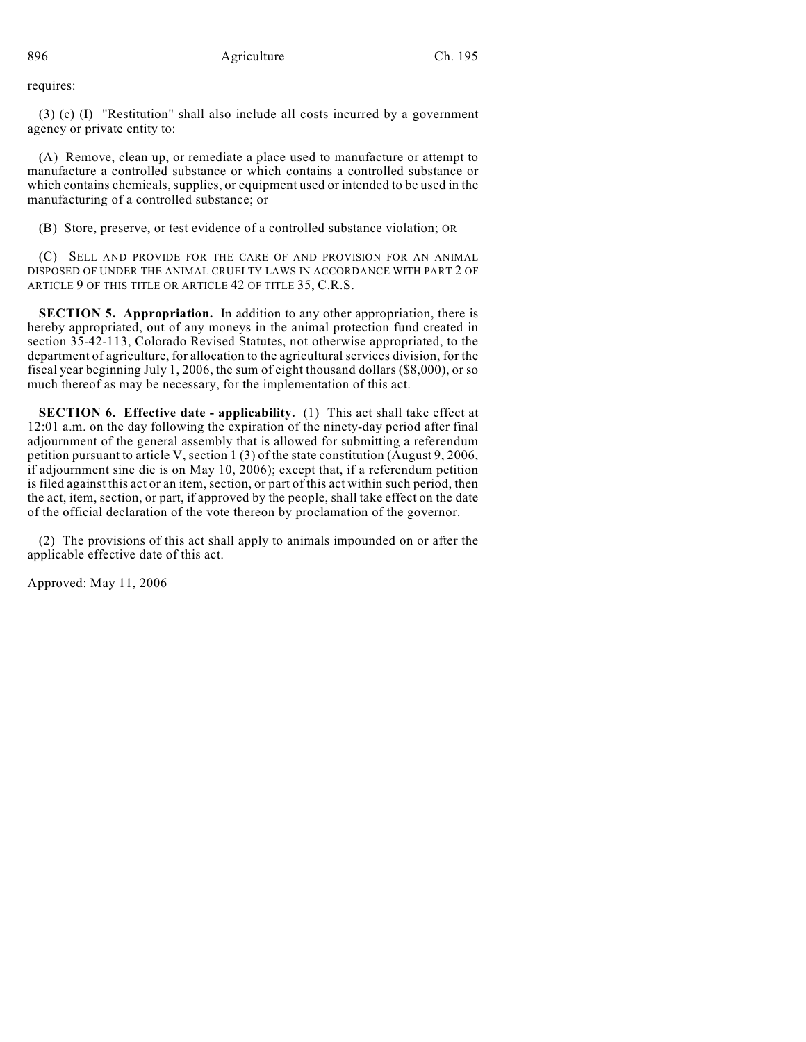requires:

(3) (c) (I) "Restitution" shall also include all costs incurred by a government agency or private entity to:

(A) Remove, clean up, or remediate a place used to manufacture or attempt to manufacture a controlled substance or which contains a controlled substance or which contains chemicals, supplies, or equipment used or intended to be used in the manufacturing of a controlled substance; ~~or~~

(B) Store, preserve, or test evidence of a controlled substance violation; OR

(C) SELL AND PROVIDE FOR THE CARE OF AND PROVISION FOR AN ANIMAL DISPOSED OF UNDER THE ANIMAL CRUELTY LAWS IN ACCORDANCE WITH PART 2 OF ARTICLE 9 OF THIS TITLE OR ARTICLE 42 OF TITLE 35, C.R.S.

**SECTION 5. Appropriation.** In addition to any other appropriation, there is hereby appropriated, out of any moneys in the animal protection fund created in section 35-42-113, Colorado Revised Statutes, not otherwise appropriated, to the department of agriculture, for allocation to the agricultural services division, for the fiscal year beginning July 1, 2006, the sum of eight thousand dollars ($8,000), or so much thereof as may be necessary, for the implementation of this act.

**SECTION 6. Effective date - applicability.** (1) This act shall take effect at 12:01 a.m. on the day following the expiration of the ninety-day period after final adjournment of the general assembly that is allowed for submitting a referendum petition pursuant to article V, section 1 (3) of the state constitution (August 9, 2006, if adjournment sine die is on May 10, 2006); except that, if a referendum petition is filed against this act or an item, section, or part of this act within such period, then the act, item, section, or part, if approved by the people, shall take effect on the date of the official declaration of the vote thereon by proclamation of the governor.

(2) The provisions of this act shall apply to animals impounded on or after the applicable effective date of this act.

Approved: May 11, 2006